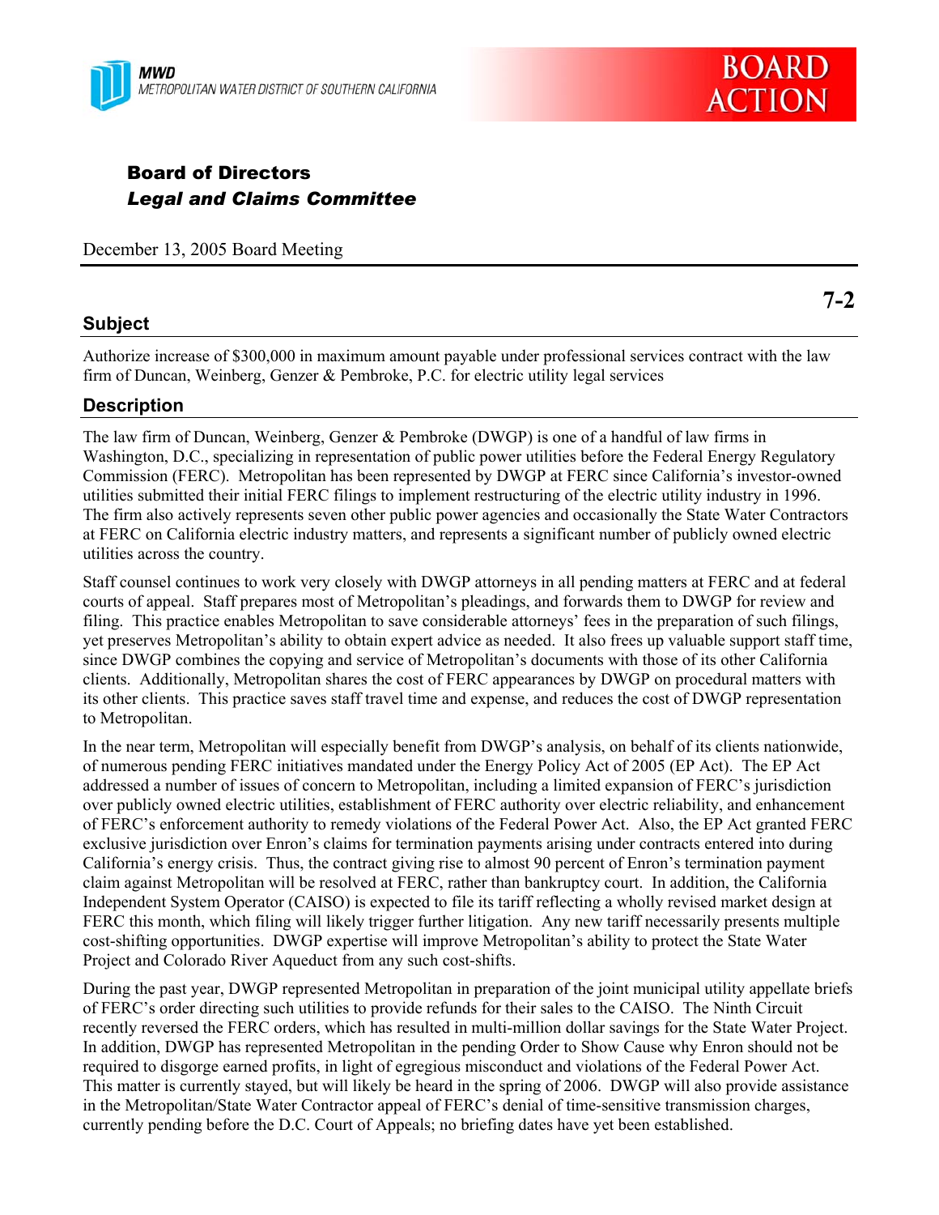MWD
METROPOLITAN WATER DISTRICT OF SOUTHERN CALIFORNIA

BOARD ACTION

## Board of Directors
### *Legal and Claims Committee*

December 13, 2005 Board Meeting

**7-2**

## Subject

Authorize increase of $300,000 in maximum amount payable under professional services contract with the law firm of Duncan, Weinberg, Genzer & Pembroke, P.C. for electric utility legal services

## Description

The law firm of Duncan, Weinberg, Genzer & Pembroke (DWGP) is one of a handful of law firms in Washington, D.C., specializing in representation of public power utilities before the Federal Energy Regulatory Commission (FERC). Metropolitan has been represented by DWGP at FERC since California's investor-owned utilities submitted their initial FERC filings to implement restructuring of the electric utility industry in 1996. The firm also actively represents seven other public power agencies and occasionally the State Water Contractors at FERC on California electric industry matters, and represents a significant number of publicly owned electric utilities across the country.

Staff counsel continues to work very closely with DWGP attorneys in all pending matters at FERC and at federal courts of appeal. Staff prepares most of Metropolitan's pleadings, and forwards them to DWGP for review and filing. This practice enables Metropolitan to save considerable attorneys' fees in the preparation of such filings, yet preserves Metropolitan's ability to obtain expert advice as needed. It also frees up valuable support staff time, since DWGP combines the copying and service of Metropolitan's documents with those of its other California clients. Additionally, Metropolitan shares the cost of FERC appearances by DWGP on procedural matters with its other clients. This practice saves staff travel time and expense, and reduces the cost of DWGP representation to Metropolitan.

In the near term, Metropolitan will especially benefit from DWGP's analysis, on behalf of its clients nationwide, of numerous pending FERC initiatives mandated under the Energy Policy Act of 2005 (EP Act). The EP Act addressed a number of issues of concern to Metropolitan, including a limited expansion of FERC's jurisdiction over publicly owned electric utilities, establishment of FERC authority over electric reliability, and enhancement of FERC's enforcement authority to remedy violations of the Federal Power Act. Also, the EP Act granted FERC exclusive jurisdiction over Enron's claims for termination payments arising under contracts entered into during California's energy crisis. Thus, the contract giving rise to almost 90 percent of Enron's termination payment claim against Metropolitan will be resolved at FERC, rather than bankruptcy court. In addition, the California Independent System Operator (CAISO) is expected to file its tariff reflecting a wholly revised market design at FERC this month, which filing will likely trigger further litigation. Any new tariff necessarily presents multiple cost-shifting opportunities. DWGP expertise will improve Metropolitan's ability to protect the State Water Project and Colorado River Aqueduct from any such cost-shifts.

During the past year, DWGP represented Metropolitan in preparation of the joint municipal utility appellate briefs of FERC's order directing such utilities to provide refunds for their sales to the CAISO. The Ninth Circuit recently reversed the FERC orders, which has resulted in multi-million dollar savings for the State Water Project. In addition, DWGP has represented Metropolitan in the pending Order to Show Cause why Enron should not be required to disgorge earned profits, in light of egregious misconduct and violations of the Federal Power Act. This matter is currently stayed, but will likely be heard in the spring of 2006. DWGP will also provide assistance in the Metropolitan/State Water Contractor appeal of FERC's denial of time-sensitive transmission charges, currently pending before the D.C. Court of Appeals; no briefing dates have yet been established.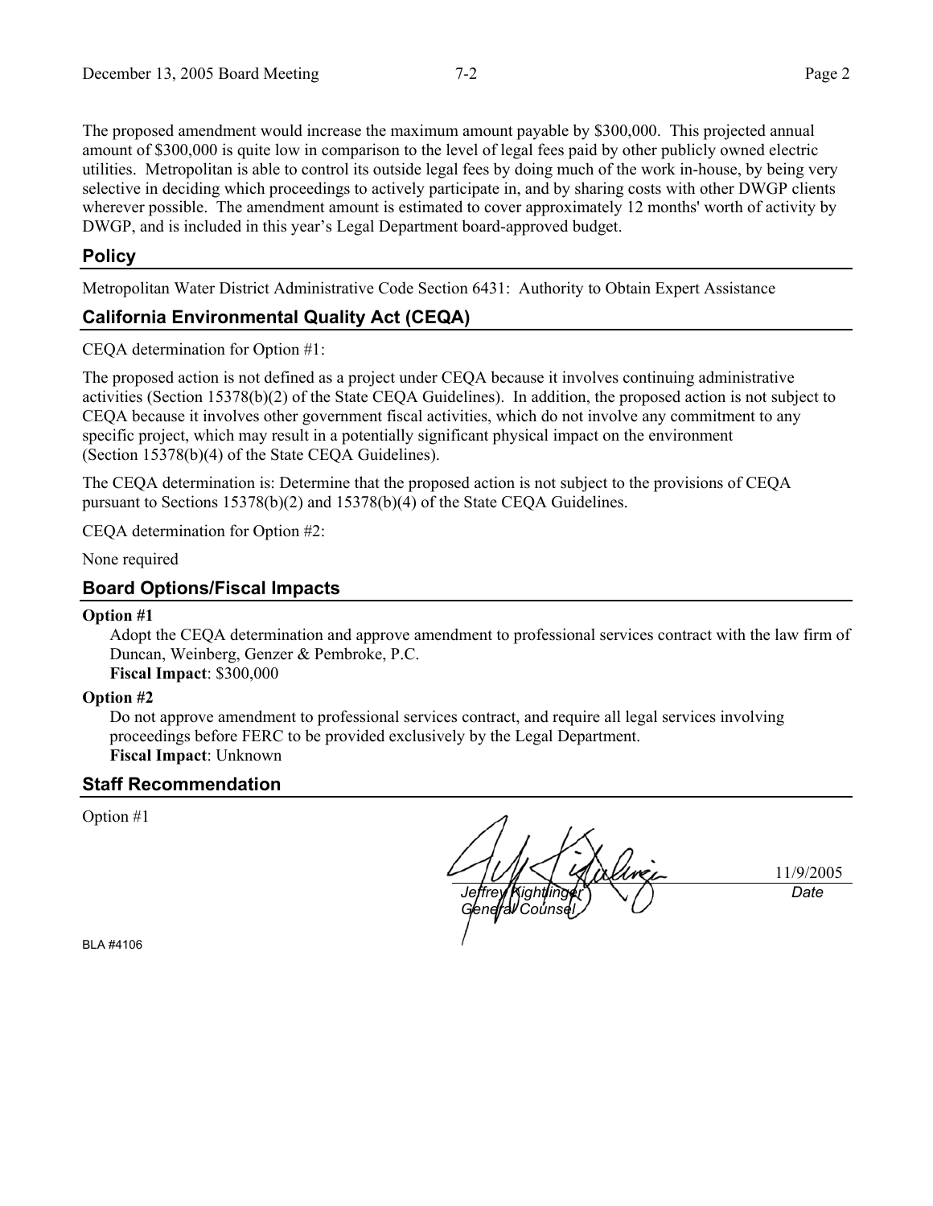The proposed amendment would increase the maximum amount payable by $300,000. This projected annual amount of $300,000 is quite low in comparison to the level of legal fees paid by other publicly owned electric utilities. Metropolitan is able to control its outside legal fees by doing much of the work in-house, by being very selective in deciding which proceedings to actively participate in, and by sharing costs with other DWGP clients wherever possible. The amendment amount is estimated to cover approximately 12 months' worth of activity by DWGP, and is included in this year's Legal Department board-approved budget.

## Policy

Metropolitan Water District Administrative Code Section 6431: Authority to Obtain Expert Assistance

## California Environmental Quality Act (CEQA)

CEQA determination for Option #1:

The proposed action is not defined as a project under CEQA because it involves continuing administrative activities (Section 15378(b)(2) of the State CEQA Guidelines). In addition, the proposed action is not subject to CEQA because it involves other government fiscal activities, which do not involve any commitment to any specific project, which may result in a potentially significant physical impact on the environment (Section 15378(b)(4) of the State CEQA Guidelines).

The CEQA determination is: Determine that the proposed action is not subject to the provisions of CEQA pursuant to Sections 15378(b)(2) and 15378(b)(4) of the State CEQA Guidelines.

CEQA determination for Option #2:

None required

## Board Options/Fiscal Impacts

**Option #1**

Adopt the CEQA determination and approve amendment to professional services contract with the law firm of Duncan, Weinberg, Genzer & Pembroke, P.C.
**Fiscal Impact**: $300,000

**Option #2**

Do not approve amendment to professional services contract, and require all legal services involving proceedings before FERC to be provided exclusively by the Legal Department.
**Fiscal Impact**: Unknown

## Staff Recommendation

Option #1

*Jeffrey Kightlinger*
*General Counsel*

11/9/2005
*Date*

BLA #4106